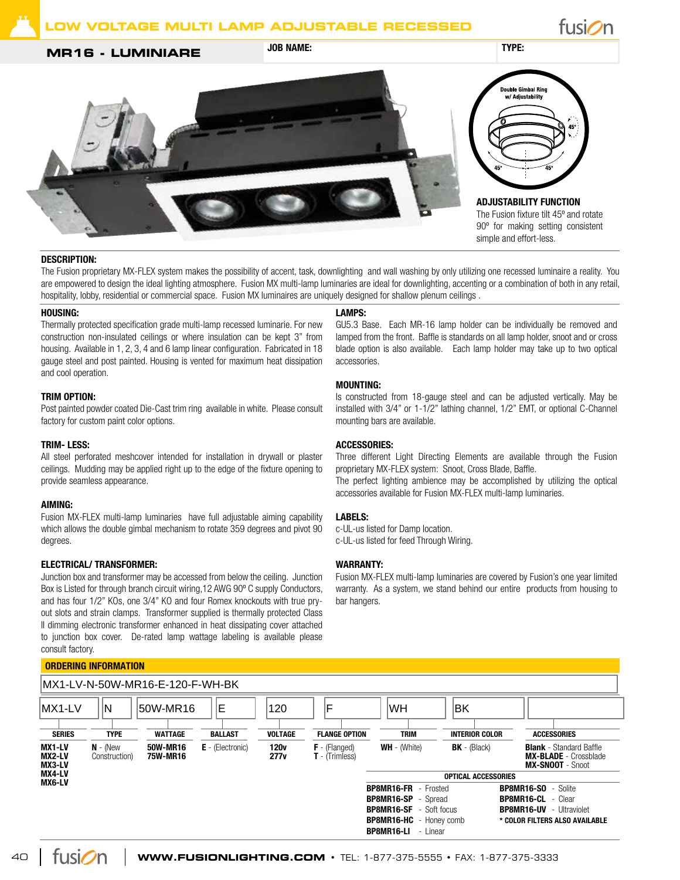# LOW VOLTAGE MULTI LAMP ADJUSTABLE RECESSED

## MR16 - LUMINIARE

**JOB NAME:**

**TYPE:**

Double Gimbal Ring w/ Adjustability

45° 45° 45°

### ADJUSTABILITY FUNCTION

The Fusion fixture tilt 45º and rotate 90º for making setting consistent simple and effort-less.

### DESCRIPTION:

The Fusion proprietary MX-FLEX system makes the possibility of accent, task, downlighting and wall washing by only utilizing one recessed luminaire a reality. You are empowered to design the ideal lighting atmosphere. Fusion MX multi-lamp luminaries are ideal for downlighting, accenting or a combination of both in any retail, hospitality, lobby, residential or commercial space. Fusion MX luminaires are uniquely designed for shallow plenum ceilings .

### HOUSING:

Thermally protected specification grade multi-lamp recessed luminaire. For new construction non-insulated ceilings or where insulation can be kept 3" from housing. Available in 1, 2, 3, 4 and 6 lamp linear configuration. Fabricated in 18 gauge steel and post painted. Housing is vented for maximum heat dissipation and cool operation.

### TRIM OPTION:

Post painted powder coated Die-Cast trim ring available in white. Please consult factory for custom paint color options.

### TRIM- LESS:

All steel perforated meshcover intended for installation in drywall or plaster ceilings. Mudding may be applied right up to the edge of the fixture opening to provide seamless appearance.

### AIMING:

Fusion MX-FLEX multi-lamp luminaries have full adjustable aiming capability which allows the double gimbal mechanism to rotate 359 degrees and pivot 90 degrees.

### ELECTRICAL/ TRANSFORMER:

Junction box and transformer may be accessed from below the ceiling. Junction Box is Listed for through branch circuit wiring,12 AWG 90º C supply Conductors, and has four 1/2" KOs, one 3/4" KO and four Romex knockouts with true pry-out slots and strain clamps. Transformer supplied is thermally protected Class II dimming electronic transformer enhanced in heat dissipating cover attached to junction box cover. De-rated lamp wattage labeling is available please consult factory.

### LAMPS:

GU5.3 Base. Each MR-16 lamp holder can be individually be removed and lamped from the front. Baffle is standards on all lamp holder, snoot and or cross blade option is also available. Each lamp holder may take up to two optical accessories.

### MOUNTING:

Is constructed from 18-gauge steel and can be adjusted vertically. May be installed with 3/4" or 1-1/2" lathing channel, 1/2" EMT, or optional C-Channel mounting bars are available.

### ACCESSORIES:

Three different Light Directing Elements are available through the Fusion proprietary MX-FLEX system: Snoot, Cross Blade, Baffle.
The perfect lighting ambience may be accomplished by utilizing the optical accessories available for Fusion MX-FLEX multi-lamp luminaries.

### LABELS:

c-UL-us listed for Damp location.
c-UL-us listed for feed Through Wiring.

### WARRANTY:

Fusion MX-FLEX multi-lamp luminaries are covered by Fusion's one year limited warranty. As a system, we stand behind our entire products from housing to bar hangers.

### ORDERING INFORMATION

MX1-LV-N-50W-MR16-E-120-F-WH-BK

| SERIES | TYPE | WATTAGE | BALLAST | VOLTAGE | FLANGE OPTION | TRIM | INTERIOR COLOR | ACCESSORIES |
|---|---|---|---|---|---|---|---|---|
| MX1-LV | N | 50W-MR16 | E | 120 | F | WH | BK | |
| **MX1-LV**<br>**MX2-LV**<br>**MX3-LV**<br>**MX4-LV**<br>**MX6-LV** | **N** - (New Construction) | **50W-MR16**<br>**75W-MR16** | **E** - (Electronic) | **120v**<br>**277v** | **F** - (Flanged)<br>**T** - (Trimless) | **WH** - (White) | **BK** - (Black) | **Blank** - Standard Baffle<br>**MX-BLADE** - Crossblade<br>**MX-SNOOT** - Snoot |

**OPTICAL ACCESSORIES**

| | |
|---|---|
| **BP8MR16-FR** - Frosted | **BP8MR16-SO** - Solite |
| **BP8MR16-SP** - Spread | **BP8MR16-CL** - Clear |
| **BP8MR16-SF** - Soft focus | **BP8MR16-UV** - Ultraviolet |
| **BP8MR16-HC** - Honey comb | *** COLOR FILTERS ALSO AVAILABLE** |
| **BP8MR16-LI** - Linear | |

**WWW.FUSIONLIGHTING.COM** • TEL: 1-877-375-5555 • FAX: 1-877-375-3333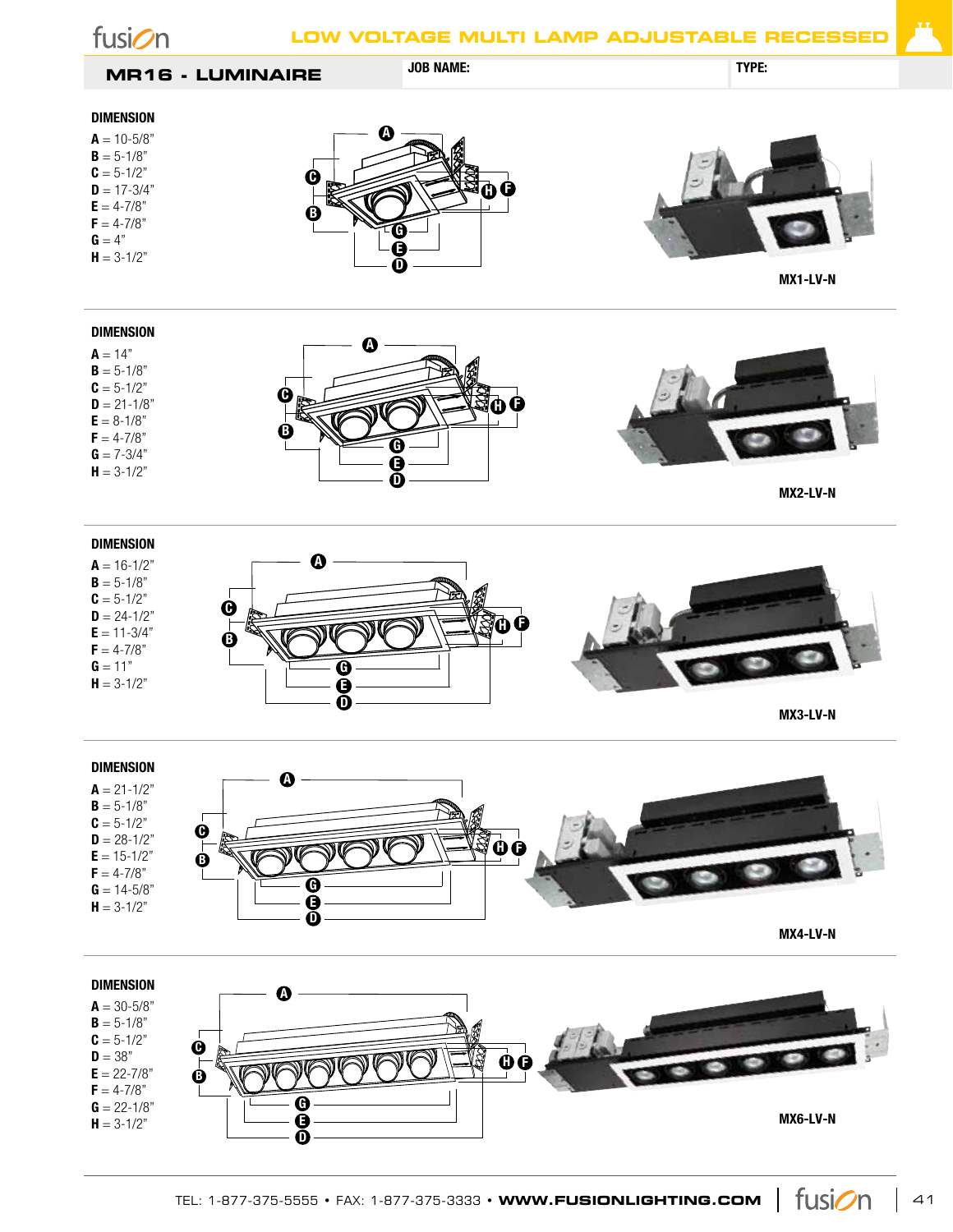fusion

## LOW VOLTAGE MULTI LAMP ADJUSTABLE RECESSED

## MR16 - LUMINAIRE

JOB NAME:

TYPE:

### DIMENSION

**A** = 10-5/8"
**B** = 5-1/8"
**C** = 5-1/2"
**D** = 17-3/4"
**E** = 4-7/8"
**F** = 4-7/8"
**G** = 4"
**H** = 3-1/2"

MX1-LV-N

### DIMENSION

**A** = 14"
**B** = 5-1/8"
**C** = 5-1/2"
**D** = 21-1/8"
**E** = 8-1/8"
**F** = 4-7/8"
**G** = 7-3/4"
**H** = 3-1/2"

MX2-LV-N

### DIMENSION

**A** = 16-1/2"
**B** = 5-1/8"
**C** = 5-1/2"
**D** = 24-1/2"
**E** = 11-3/4"
**F** = 4-7/8"
**G** = 11"
**H** = 3-1/2"

MX3-LV-N

### DIMENSION

**A** = 21-1/2"
**B** = 5-1/8"
**C** = 5-1/2"
**D** = 28-1/2"
**E** = 15-1/2"
**F** = 4-7/8"
**G** = 14-5/8"
**H** = 3-1/2"

MX4-LV-N

### DIMENSION

**A** = 30-5/8"
**B** = 5-1/8"
**C** = 5-1/2"
**D** = 38"
**E** = 22-7/8"
**F** = 4-7/8"
**G** = 22-1/8"
**H** = 3-1/2"

MX6-LV-N

TEL: 1-877-375-5555 • FAX: 1-877-375-3333 • **WWW.FUSIONLIGHTING.COM** | fusion